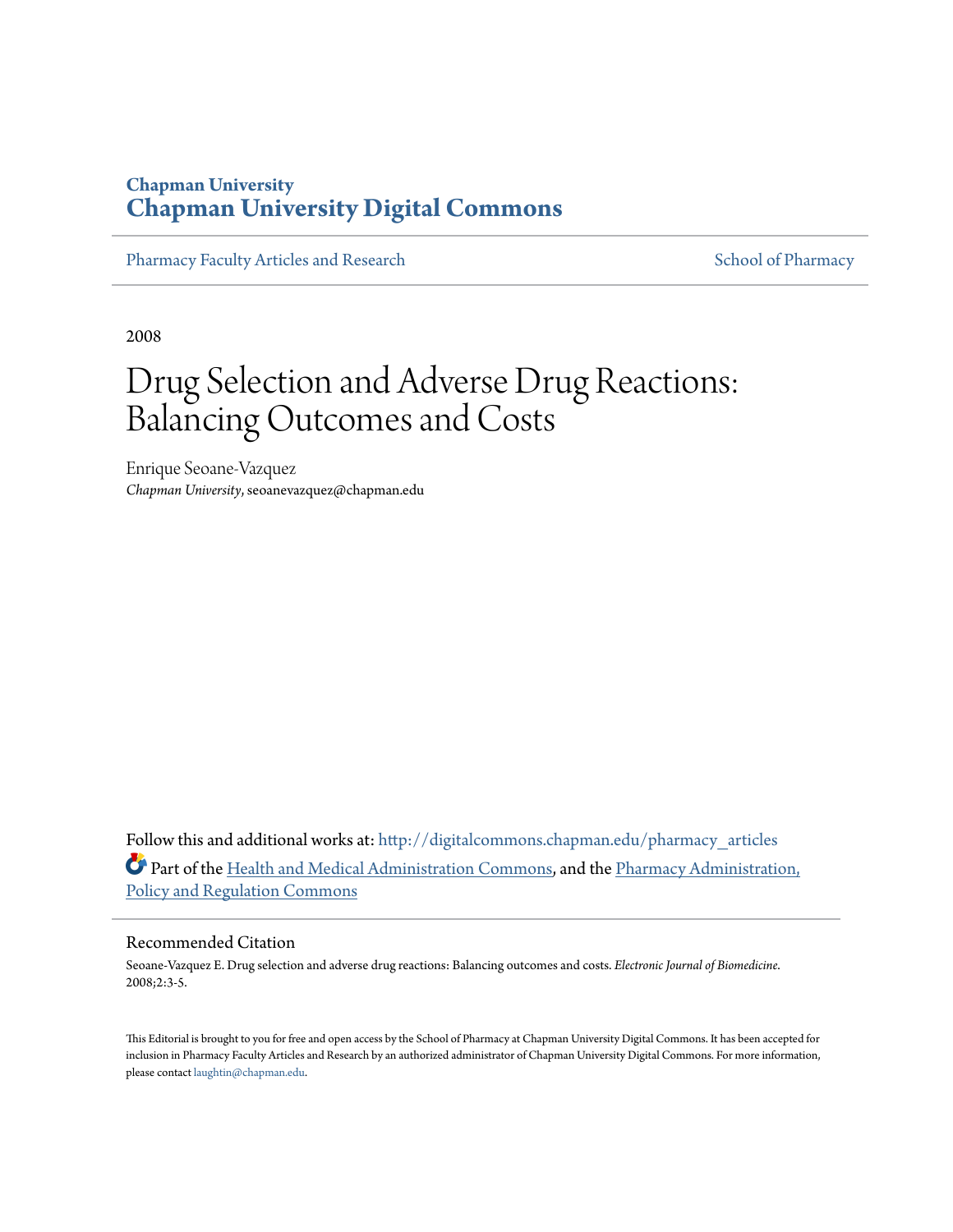**Chapman University**
**Chapman University Digital Commons**

Pharmacy Faculty Articles and Research | School of Pharmacy

2008

# Drug Selection and Adverse Drug Reactions: Balancing Outcomes and Costs

Enrique Seoane-Vazquez
*Chapman University*, seoanevazquez@chapman.edu

Follow this and additional works at: http://digitalcommons.chapman.edu/pharmacy_articles

Part of the Health and Medical Administration Commons, and the Pharmacy Administration, Policy and Regulation Commons

## Recommended Citation

Seoane-Vazquez E. Drug selection and adverse drug reactions: Balancing outcomes and costs. *Electronic Journal of Biomedicine*. 2008;2:3-5.

This Editorial is brought to you for free and open access by the School of Pharmacy at Chapman University Digital Commons. It has been accepted for inclusion in Pharmacy Faculty Articles and Research by an authorized administrator of Chapman University Digital Commons. For more information, please contact laughtin@chapman.edu.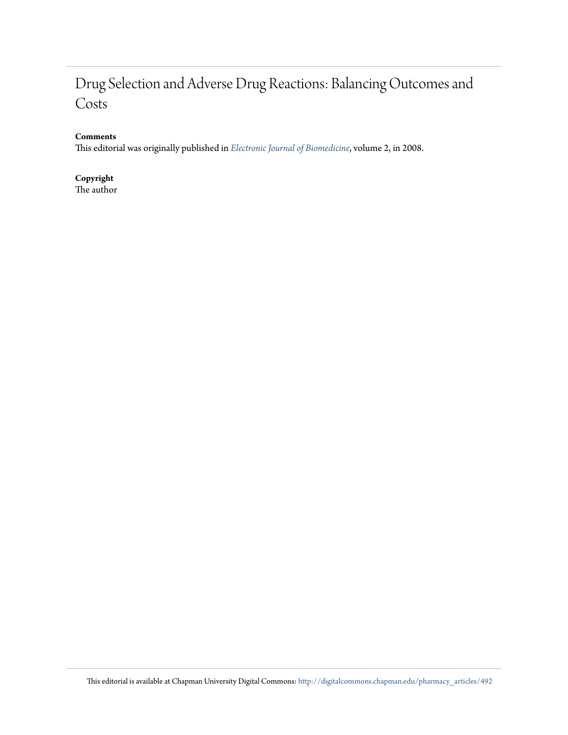# Drug Selection and Adverse Drug Reactions: Balancing Outcomes and Costs

**Comments**

This editorial was originally published in *Electronic Journal of Biomedicine*, volume 2, in 2008.

**Copyright**

The author

This editorial is available at Chapman University Digital Commons: http://digitalcommons.chapman.edu/pharmacy_articles/492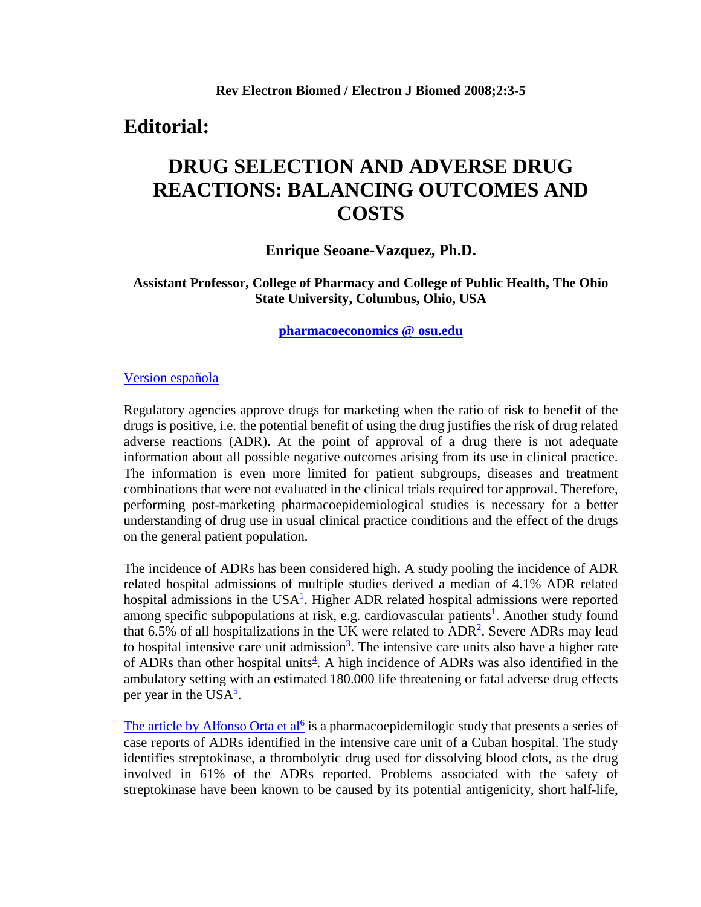# Editorial:

## DRUG SELECTION AND ADVERSE DRUG REACTIONS: BALANCING OUTCOMES AND COSTS

**Enrique Seoane-Vazquez, Ph.D.**

**Assistant Professor, College of Pharmacy and College of Public Health, The Ohio State University, Columbus, Ohio, USA**

**pharmacoeconomics @ osu.edu**

Version española

Regulatory agencies approve drugs for marketing when the ratio of risk to benefit of the drugs is positive, i.e. the potential benefit of using the drug justifies the risk of drug related adverse reactions (ADR). At the point of approval of a drug there is not adequate information about all possible negative outcomes arising from its use in clinical practice. The information is even more limited for patient subgroups, diseases and treatment combinations that were not evaluated in the clinical trials required for approval. Therefore, performing post-marketing pharmacoepidemiological studies is necessary for a better understanding of drug use in usual clinical practice conditions and the effect of the drugs on the general patient population.

The incidence of ADRs has been considered high. A study pooling the incidence of ADR related hospital admissions of multiple studies derived a median of 4.1% ADR related hospital admissions in the USA[1]. Higher ADR related hospital admissions were reported among specific subpopulations at risk, e.g. cardiovascular patients[1]. Another study found that 6.5% of all hospitalizations in the UK were related to ADR[2]. Severe ADRs may lead to hospital intensive care unit admission[3]. The intensive care units also have a higher rate of ADRs than other hospital units[4]. A high incidence of ADRs was also identified in the ambulatory setting with an estimated 180.000 life threatening or fatal adverse drug effects per year in the USA[5].

The article by Alfonso Orta et al[6] is a pharmacoepidemilogic study that presents a series of case reports of ADRs identified in the intensive care unit of a Cuban hospital. The study identifies streptokinase, a thrombolytic drug used for dissolving blood clots, as the drug involved in 61% of the ADRs reported. Problems associated with the safety of streptokinase have been known to be caused by its potential antigenicity, short half-life,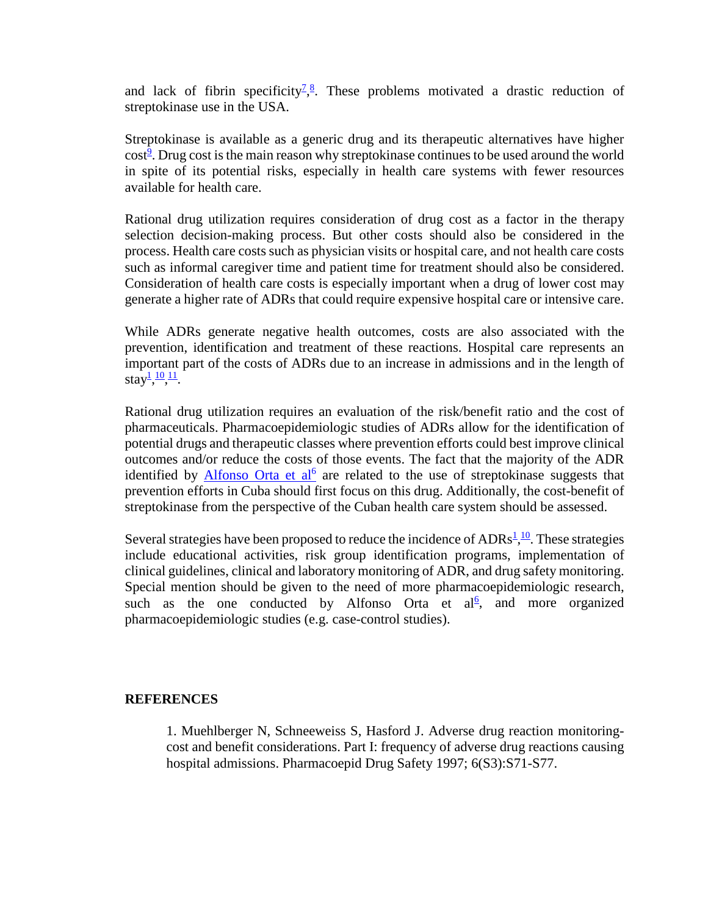and lack of fibrin specificity[7,8]. These problems motivated a drastic reduction of streptokinase use in the USA.

Streptokinase is available as a generic drug and its therapeutic alternatives have higher cost[9]. Drug cost is the main reason why streptokinase continues to be used around the world in spite of its potential risks, especially in health care systems with fewer resources available for health care.

Rational drug utilization requires consideration of drug cost as a factor in the therapy selection decision-making process. But other costs should also be considered in the process. Health care costs such as physician visits or hospital care, and not health care costs such as informal caregiver time and patient time for treatment should also be considered. Consideration of health care costs is especially important when a drug of lower cost may generate a higher rate of ADRs that could require expensive hospital care or intensive care.

While ADRs generate negative health outcomes, costs are also associated with the prevention, identification and treatment of these reactions. Hospital care represents an important part of the costs of ADRs due to an increase in admissions and in the length of stay[1,10,11].

Rational drug utilization requires an evaluation of the risk/benefit ratio and the cost of pharmaceuticals. Pharmacoepidemiologic studies of ADRs allow for the identification of potential drugs and therapeutic classes where prevention efforts could best improve clinical outcomes and/or reduce the costs of those events. The fact that the majority of the ADR identified by Alfonso Orta et al[6] are related to the use of streptokinase suggests that prevention efforts in Cuba should first focus on this drug. Additionally, the cost-benefit of streptokinase from the perspective of the Cuban health care system should be assessed.

Several strategies have been proposed to reduce the incidence of ADRs[1,10]. These strategies include educational activities, risk group identification programs, implementation of clinical guidelines, clinical and laboratory monitoring of ADR, and drug safety monitoring. Special mention should be given to the need of more pharmacoepidemiologic research, such as the one conducted by Alfonso Orta et al[6], and more organized pharmacoepidemiologic studies (e.g. case-control studies).

## REFERENCES

1. Muehlberger N, Schneeweiss S, Hasford J. Adverse drug reaction monitoring-cost and benefit considerations. Part I: frequency of adverse drug reactions causing hospital admissions. Pharmacoepid Drug Safety 1997; 6(S3):S71-S77.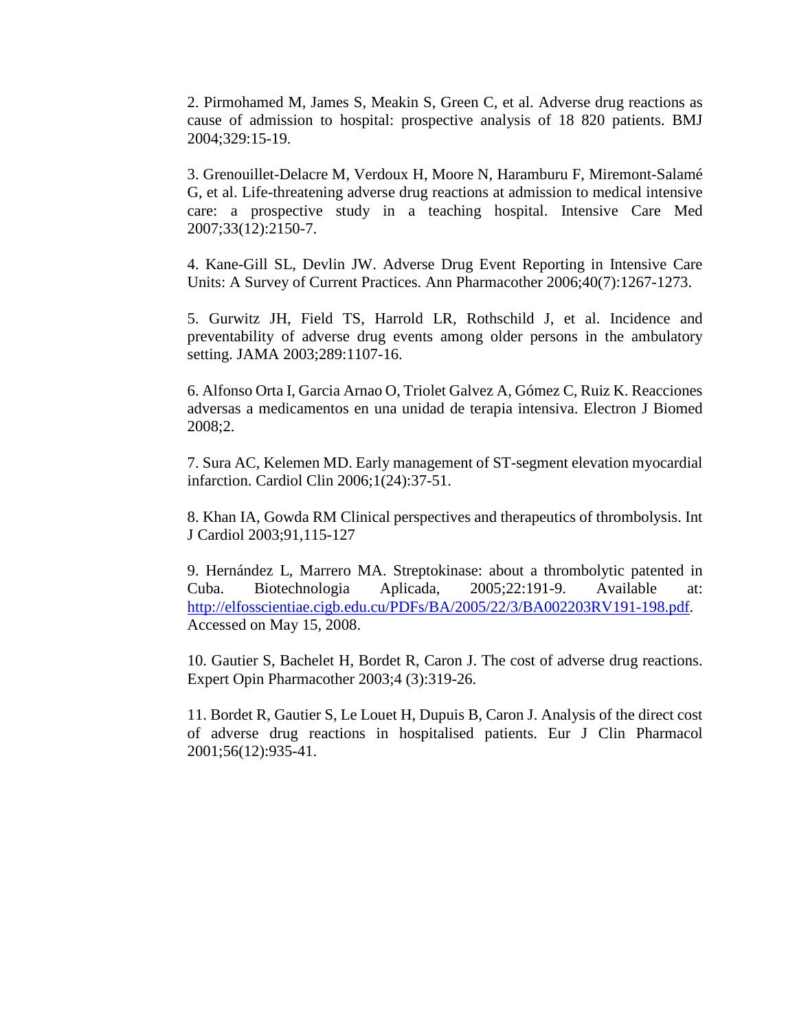2. Pirmohamed M, James S, Meakin S, Green C, et al. Adverse drug reactions as cause of admission to hospital: prospective analysis of 18 820 patients. BMJ 2004;329:15-19.

3. Grenouillet-Delacre M, Verdoux H, Moore N, Haramburu F, Miremont-Salamé G, et al. Life-threatening adverse drug reactions at admission to medical intensive care: a prospective study in a teaching hospital. Intensive Care Med 2007;33(12):2150-7.

4. Kane-Gill SL, Devlin JW. Adverse Drug Event Reporting in Intensive Care Units: A Survey of Current Practices. Ann Pharmacother 2006;40(7):1267-1273.

5. Gurwitz JH, Field TS, Harrold LR, Rothschild J, et al. Incidence and preventability of adverse drug events among older persons in the ambulatory setting. JAMA 2003;289:1107-16.

6. Alfonso Orta I, Garcia Arnao O, Triolet Galvez A, Gómez C, Ruiz K. Reacciones adversas a medicamentos en una unidad de terapia intensiva. Electron J Biomed 2008;2.

7. Sura AC, Kelemen MD. Early management of ST-segment elevation myocardial infarction. Cardiol Clin 2006;1(24):37-51.

8. Khan IA, Gowda RM Clinical perspectives and therapeutics of thrombolysis. Int J Cardiol 2003;91,115-127

9. Hernández L, Marrero MA. Streptokinase: about a thrombolytic patented in Cuba. Biotechnologia Aplicada, 2005;22:191-9. Available at: http://elfosscientiae.cigb.edu.cu/PDFs/BA/2005/22/3/BA002203RV191-198.pdf. Accessed on May 15, 2008.

10. Gautier S, Bachelet H, Bordet R, Caron J. The cost of adverse drug reactions. Expert Opin Pharmacother 2003;4 (3):319-26.

11. Bordet R, Gautier S, Le Louet H, Dupuis B, Caron J. Analysis of the direct cost of adverse drug reactions in hospitalised patients. Eur J Clin Pharmacol 2001;56(12):935-41.